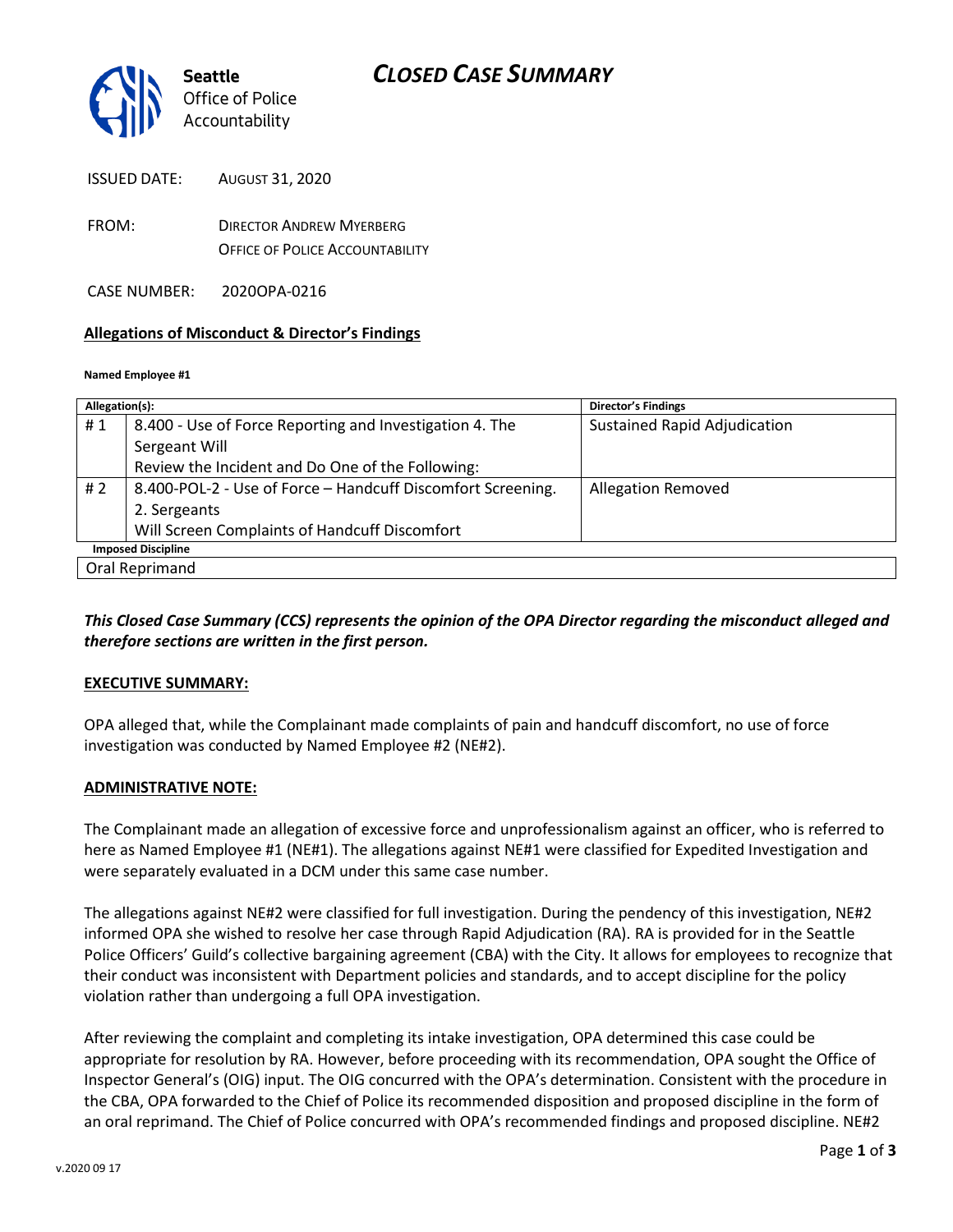# CLOSED CASE SUMMARY

**Seattle**
Office of Police Accountability

ISSUED DATE: AUGUST 31, 2020

FROM: DIRECTOR ANDREW MYERBERG
OFFICE OF POLICE ACCOUNTABILITY

CASE NUMBER: 2020OPA-0216

**Allegations of Misconduct & Director's Findings**

**Named Employee #1**

| Allegation(s): | | Director's Findings |
|---|---|---|
| # 1 | 8.400 - Use of Force Reporting and Investigation 4. The Sergeant Will Review the Incident and Do One of the Following: | Sustained Rapid Adjudication |
| # 2 | 8.400-POL-2 - Use of Force – Handcuff Discomfort Screening. 2. Sergeants Will Screen Complaints of Handcuff Discomfort | Allegation Removed |
| **Imposed Discipline** | | |
| Oral Reprimand | | |

***This Closed Case Summary (CCS) represents the opinion of the OPA Director regarding the misconduct alleged and therefore sections are written in the first person.***

**EXECUTIVE SUMMARY:**

OPA alleged that, while the Complainant made complaints of pain and handcuff discomfort, no use of force investigation was conducted by Named Employee #2 (NE#2).

**ADMINISTRATIVE NOTE:**

The Complainant made an allegation of excessive force and unprofessionalism against an officer, who is referred to here as Named Employee #1 (NE#1). The allegations against NE#1 were classified for Expedited Investigation and were separately evaluated in a DCM under this same case number.

The allegations against NE#2 were classified for full investigation. During the pendency of this investigation, NE#2 informed OPA she wished to resolve her case through Rapid Adjudication (RA). RA is provided for in the Seattle Police Officers' Guild's collective bargaining agreement (CBA) with the City. It allows for employees to recognize that their conduct was inconsistent with Department policies and standards, and to accept discipline for the policy violation rather than undergoing a full OPA investigation.

After reviewing the complaint and completing its intake investigation, OPA determined this case could be appropriate for resolution by RA. However, before proceeding with its recommendation, OPA sought the Office of Inspector General's (OIG) input. The OIG concurred with the OPA's determination. Consistent with the procedure in the CBA, OPA forwarded to the Chief of Police its recommended disposition and proposed discipline in the form of an oral reprimand. The Chief of Police concurred with OPA's recommended findings and proposed discipline. NE#2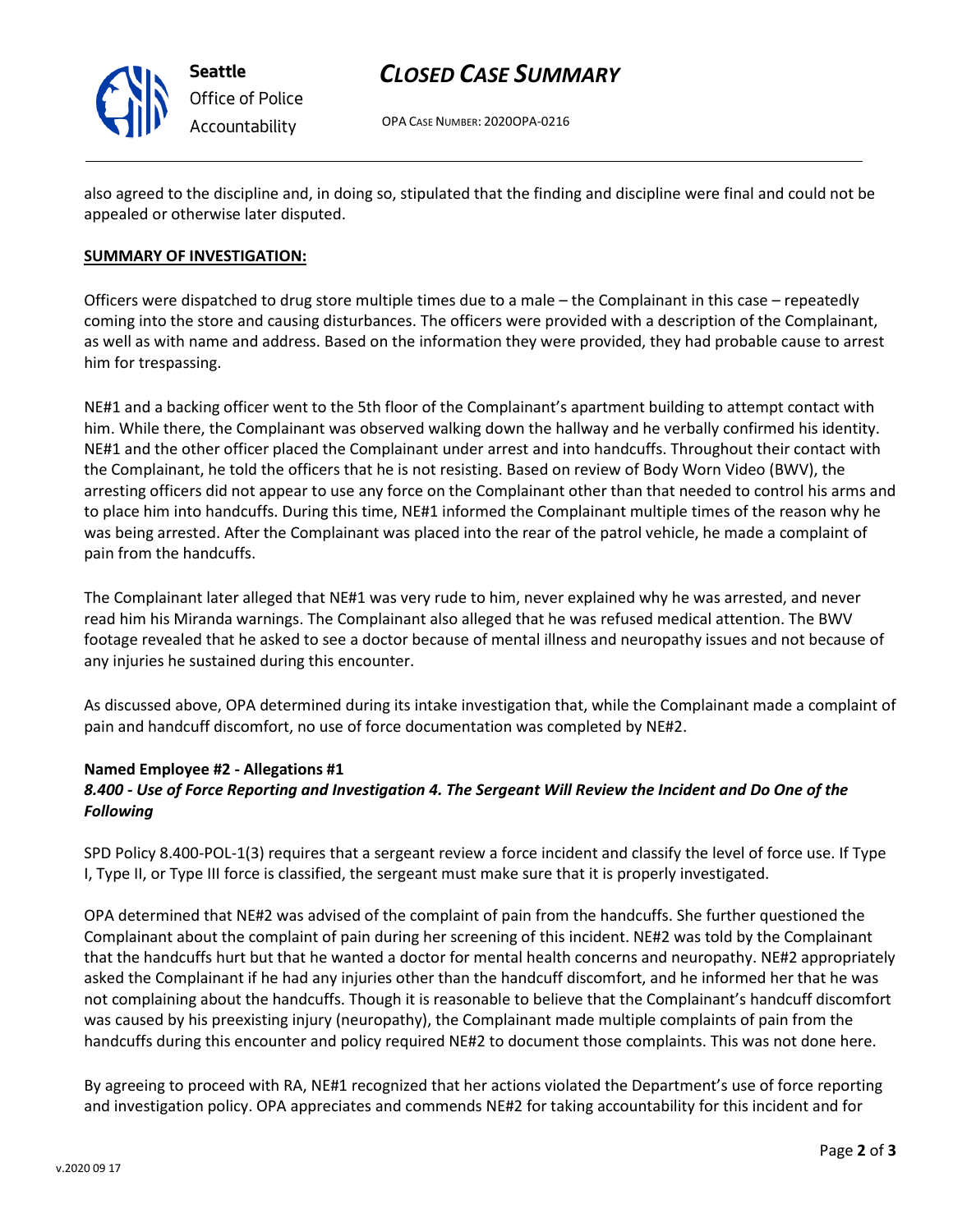also agreed to the discipline and, in doing so, stipulated that the finding and discipline were final and could not be appealed or otherwise later disputed.

**SUMMARY OF INVESTIGATION:**

Officers were dispatched to drug store multiple times due to a male – the Complainant in this case – repeatedly coming into the store and causing disturbances. The officers were provided with a description of the Complainant, as well as with name and address. Based on the information they were provided, they had probable cause to arrest him for trespassing.

NE#1 and a backing officer went to the 5th floor of the Complainant's apartment building to attempt contact with him. While there, the Complainant was observed walking down the hallway and he verbally confirmed his identity. NE#1 and the other officer placed the Complainant under arrest and into handcuffs. Throughout their contact with the Complainant, he told the officers that he is not resisting. Based on review of Body Worn Video (BWV), the arresting officers did not appear to use any force on the Complainant other than that needed to control his arms and to place him into handcuffs. During this time, NE#1 informed the Complainant multiple times of the reason why he was being arrested. After the Complainant was placed into the rear of the patrol vehicle, he made a complaint of pain from the handcuffs.

The Complainant later alleged that NE#1 was very rude to him, never explained why he was arrested, and never read him his Miranda warnings. The Complainant also alleged that he was refused medical attention. The BWV footage revealed that he asked to see a doctor because of mental illness and neuropathy issues and not because of any injuries he sustained during this encounter.

As discussed above, OPA determined during its intake investigation that, while the Complainant made a complaint of pain and handcuff discomfort, no use of force documentation was completed by NE#2.

**Named Employee #2 - Allegations #1**
***8.400 - Use of Force Reporting and Investigation 4. The Sergeant Will Review the Incident and Do One of the Following***

SPD Policy 8.400-POL-1(3) requires that a sergeant review a force incident and classify the level of force use. If Type I, Type II, or Type III force is classified, the sergeant must make sure that it is properly investigated.

OPA determined that NE#2 was advised of the complaint of pain from the handcuffs. She further questioned the Complainant about the complaint of pain during her screening of this incident. NE#2 was told by the Complainant that the handcuffs hurt but that he wanted a doctor for mental health concerns and neuropathy. NE#2 appropriately asked the Complainant if he had any injuries other than the handcuff discomfort, and he informed her that he was not complaining about the handcuffs. Though it is reasonable to believe that the Complainant's handcuff discomfort was caused by his preexisting injury (neuropathy), the Complainant made multiple complaints of pain from the handcuffs during this encounter and policy required NE#2 to document those complaints. This was not done here.

By agreeing to proceed with RA, NE#1 recognized that her actions violated the Department's use of force reporting and investigation policy. OPA appreciates and commends NE#2 for taking accountability for this incident and for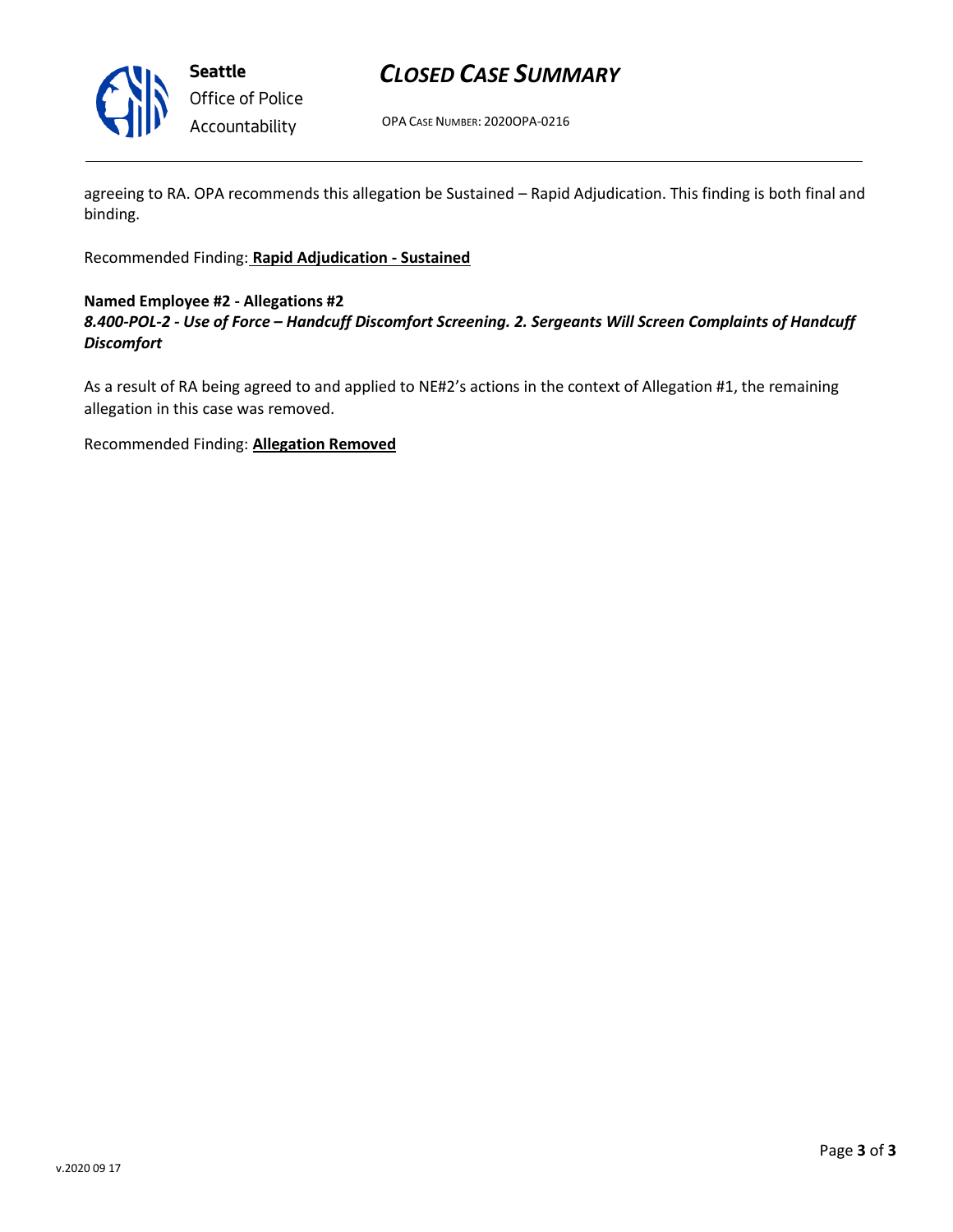agreeing to RA. OPA recommends this allegation be Sustained – Rapid Adjudication. This finding is both final and binding.

Recommended Finding: **Rapid Adjudication - Sustained**

**Named Employee #2 - Allegations #2**
***8.400-POL-2 - Use of Force – Handcuff Discomfort Screening. 2. Sergeants Will Screen Complaints of Handcuff Discomfort***

As a result of RA being agreed to and applied to NE#2's actions in the context of Allegation #1, the remaining allegation in this case was removed.

Recommended Finding: **Allegation Removed**